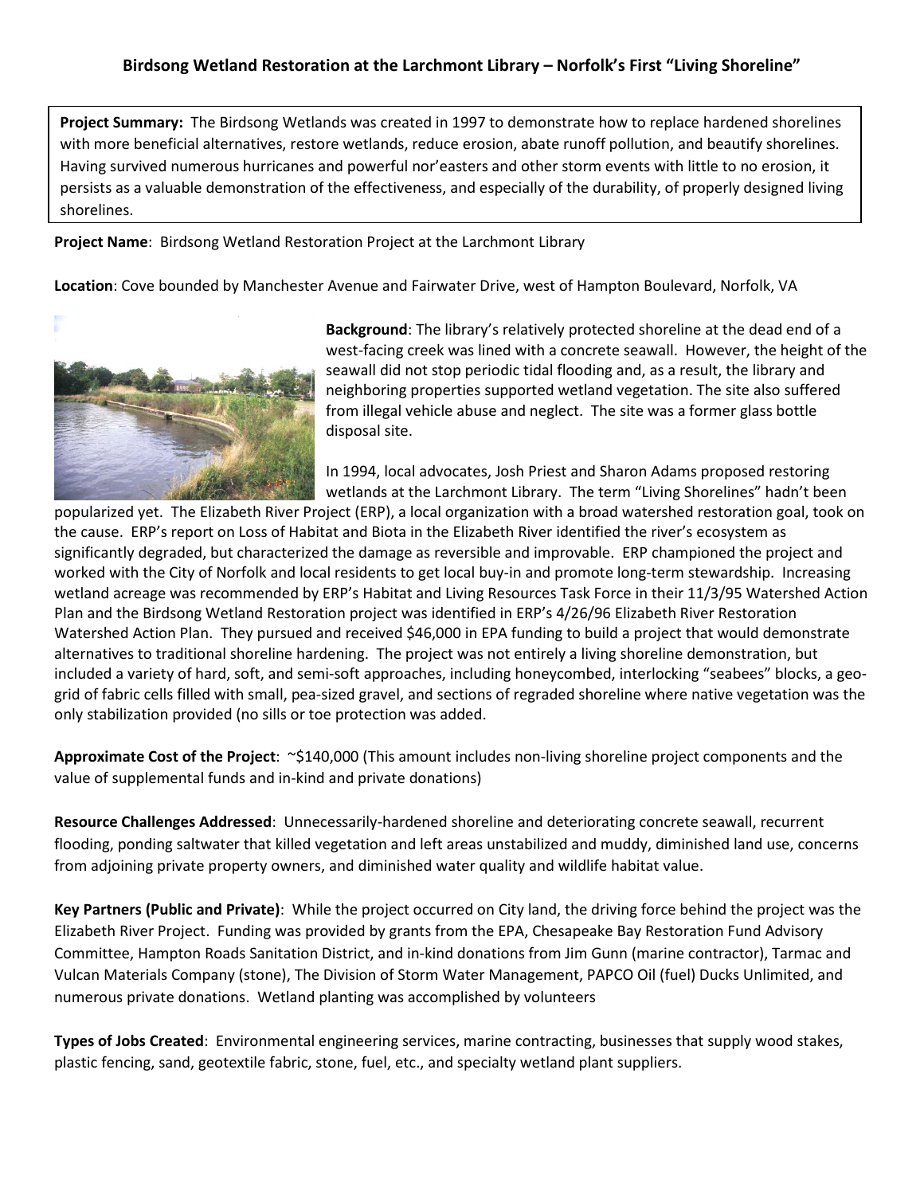# Birdsong Wetland Restoration at the Larchmont Library – Norfolk's First "Living Shoreline"

**Project Summary:** The Birdsong Wetlands was created in 1997 to demonstrate how to replace hardened shorelines with more beneficial alternatives, restore wetlands, reduce erosion, abate runoff pollution, and beautify shorelines. Having survived numerous hurricanes and powerful nor'easters and other storm events with little to no erosion, it persists as a valuable demonstration of the effectiveness, and especially of the durability, of properly designed living shorelines.

**Project Name**: Birdsong Wetland Restoration Project at the Larchmont Library

**Location**: Cove bounded by Manchester Avenue and Fairwater Drive, west of Hampton Boulevard, Norfolk, VA

**Background**: The library's relatively protected shoreline at the dead end of a west-facing creek was lined with a concrete seawall. However, the height of the seawall did not stop periodic tidal flooding and, as a result, the library and neighboring properties supported wetland vegetation. The site also suffered from illegal vehicle abuse and neglect. The site was a former glass bottle disposal site.

In 1994, local advocates, Josh Priest and Sharon Adams proposed restoring wetlands at the Larchmont Library. The term "Living Shorelines" hadn't been popularized yet. The Elizabeth River Project (ERP), a local organization with a broad watershed restoration goal, took on the cause. ERP's report on Loss of Habitat and Biota in the Elizabeth River identified the river's ecosystem as significantly degraded, but characterized the damage as reversible and improvable. ERP championed the project and worked with the City of Norfolk and local residents to get local buy-in and promote long-term stewardship. Increasing wetland acreage was recommended by ERP's Habitat and Living Resources Task Force in their 11/3/95 Watershed Action Plan and the Birdsong Wetland Restoration project was identified in ERP's 4/26/96 Elizabeth River Restoration Watershed Action Plan. They pursued and received $46,000 in EPA funding to build a project that would demonstrate alternatives to traditional shoreline hardening. The project was not entirely a living shoreline demonstration, but included a variety of hard, soft, and semi-soft approaches, including honeycombed, interlocking "seabees" blocks, a geo-grid of fabric cells filled with small, pea-sized gravel, and sections of regraded shoreline where native vegetation was the only stabilization provided (no sills or toe protection was added.

**Approximate Cost of the Project**: ~$140,000 (This amount includes non-living shoreline project components and the value of supplemental funds and in-kind and private donations)

**Resource Challenges Addressed**: Unnecessarily-hardened shoreline and deteriorating concrete seawall, recurrent flooding, ponding saltwater that killed vegetation and left areas unstabilized and muddy, diminished land use, concerns from adjoining private property owners, and diminished water quality and wildlife habitat value.

**Key Partners (Public and Private)**: While the project occurred on City land, the driving force behind the project was the Elizabeth River Project. Funding was provided by grants from the EPA, Chesapeake Bay Restoration Fund Advisory Committee, Hampton Roads Sanitation District, and in-kind donations from Jim Gunn (marine contractor), Tarmac and Vulcan Materials Company (stone), The Division of Storm Water Management, PAPCO Oil (fuel) Ducks Unlimited, and numerous private donations. Wetland planting was accomplished by volunteers

**Types of Jobs Created**: Environmental engineering services, marine contracting, businesses that supply wood stakes, plastic fencing, sand, geotextile fabric, stone, fuel, etc., and specialty wetland plant suppliers.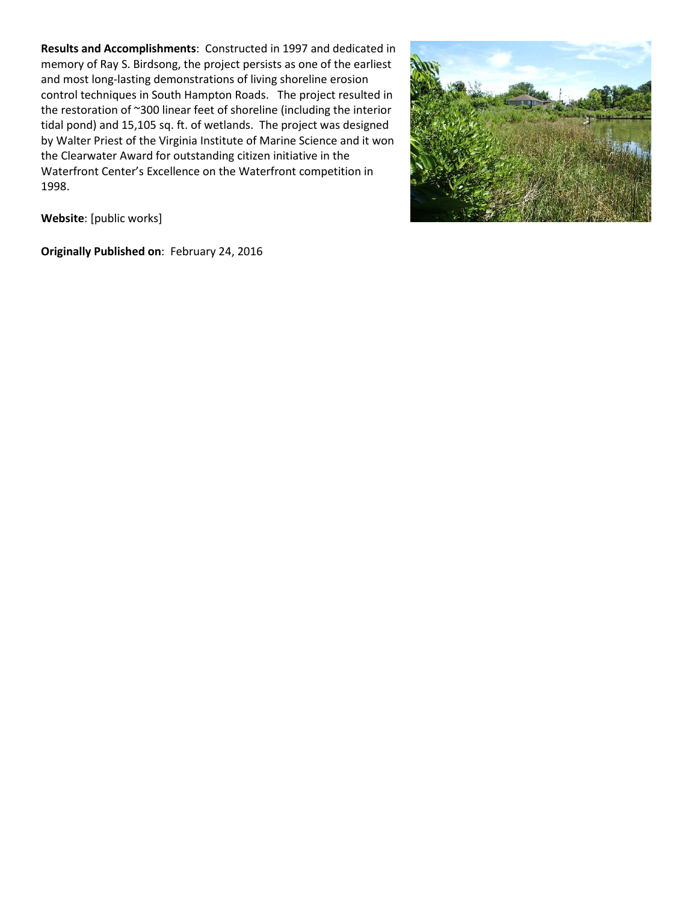**Results and Accomplishments**: Constructed in 1997 and dedicated in memory of Ray S. Birdsong, the project persists as one of the earliest and most long-lasting demonstrations of living shoreline erosion control techniques in South Hampton Roads. The project resulted in the restoration of ~300 linear feet of shoreline (including the interior tidal pond) and 15,105 sq. ft. of wetlands. The project was designed by Walter Priest of the Virginia Institute of Marine Science and it won the Clearwater Award for outstanding citizen initiative in the Waterfront Center's Excellence on the Waterfront competition in 1998.

**Website**: [public works]

**Originally Published on**: February 24, 2016